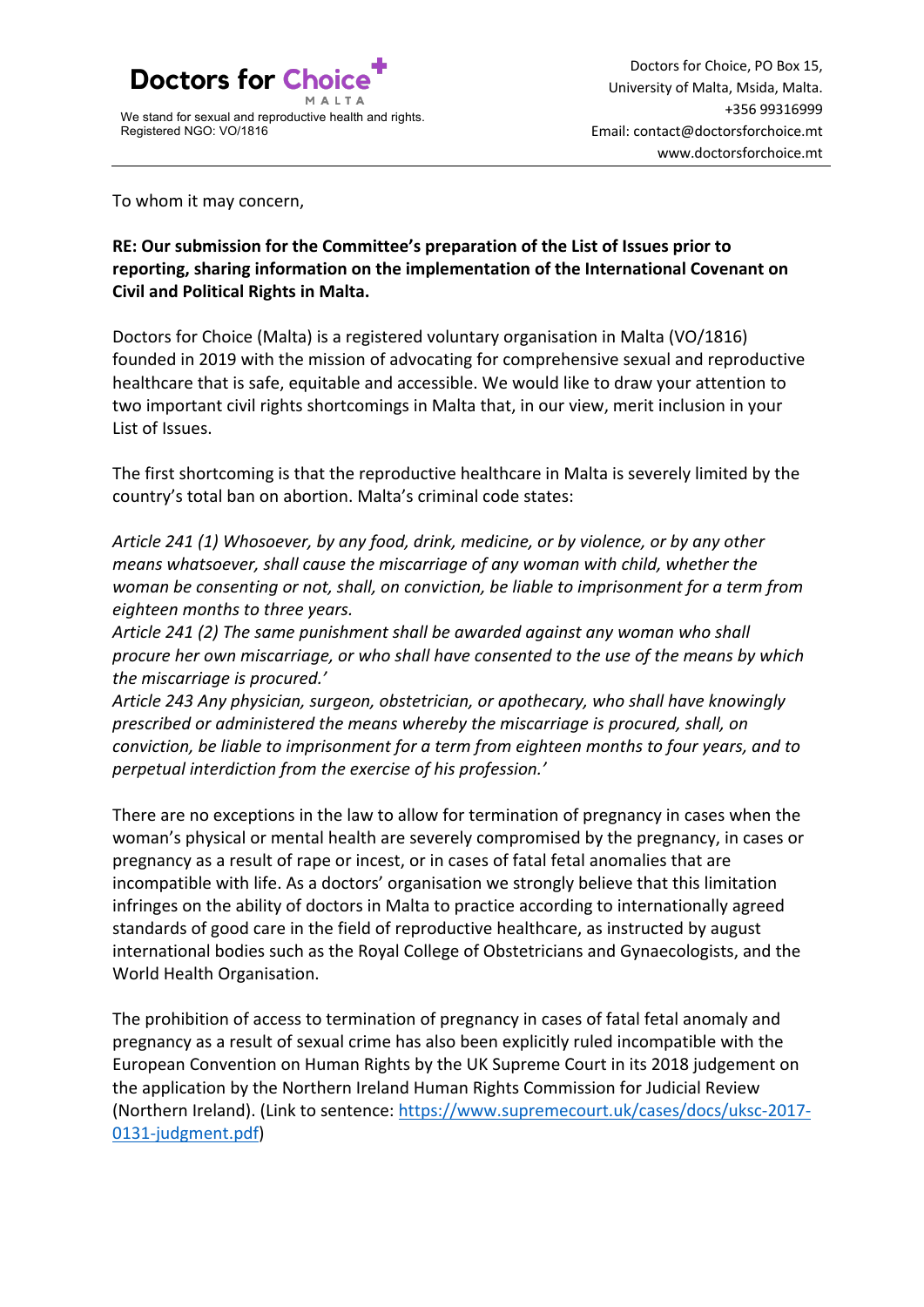**Doctors for Choice**
MALTA

We stand for sexual and reproductive health and rights.
Registered NGO: VO/1816

Doctors for Choice, PO Box 15,
University of Malta, Msida, Malta.
+356 99316999
Email: contact@doctorsforchoice.mt
www.doctorsforchoice.mt

To whom it may concern,

**RE: Our submission for the Committee's preparation of the List of Issues prior to reporting, sharing information on the implementation of the International Covenant on Civil and Political Rights in Malta.**

Doctors for Choice (Malta) is a registered voluntary organisation in Malta (VO/1816) founded in 2019 with the mission of advocating for comprehensive sexual and reproductive healthcare that is safe, equitable and accessible. We would like to draw your attention to two important civil rights shortcomings in Malta that, in our view, merit inclusion in your List of Issues.

The first shortcoming is that the reproductive healthcare in Malta is severely limited by the country's total ban on abortion. Malta's criminal code states:

*Article 241 (1) Whosoever, by any food, drink, medicine, or by violence, or by any other means whatsoever, shall cause the miscarriage of any woman with child, whether the woman be consenting or not, shall, on conviction, be liable to imprisonment for a term from eighteen months to three years.*
*Article 241 (2) The same punishment shall be awarded against any woman who shall procure her own miscarriage, or who shall have consented to the use of the means by which the miscarriage is procured.'*
*Article 243 Any physician, surgeon, obstetrician, or apothecary, who shall have knowingly prescribed or administered the means whereby the miscarriage is procured, shall, on conviction, be liable to imprisonment for a term from eighteen months to four years, and to perpetual interdiction from the exercise of his profession.'*

There are no exceptions in the law to allow for termination of pregnancy in cases when the woman's physical or mental health are severely compromised by the pregnancy, in cases or pregnancy as a result of rape or incest, or in cases of fatal fetal anomalies that are incompatible with life. As a doctors' organisation we strongly believe that this limitation infringes on the ability of doctors in Malta to practice according to internationally agreed standards of good care in the field of reproductive healthcare, as instructed by august international bodies such as the Royal College of Obstetricians and Gynaecologists, and the World Health Organisation.

The prohibition of access to termination of pregnancy in cases of fatal fetal anomaly and pregnancy as a result of sexual crime has also been explicitly ruled incompatible with the European Convention on Human Rights by the UK Supreme Court in its 2018 judgement on the application by the Northern Ireland Human Rights Commission for Judicial Review (Northern Ireland). (Link to sentence: [https://www.supremecourt.uk/cases/docs/uksc-2017-0131-judgment.pdf](https://www.supremecourt.uk/cases/docs/uksc-2017-0131-judgment.pdf))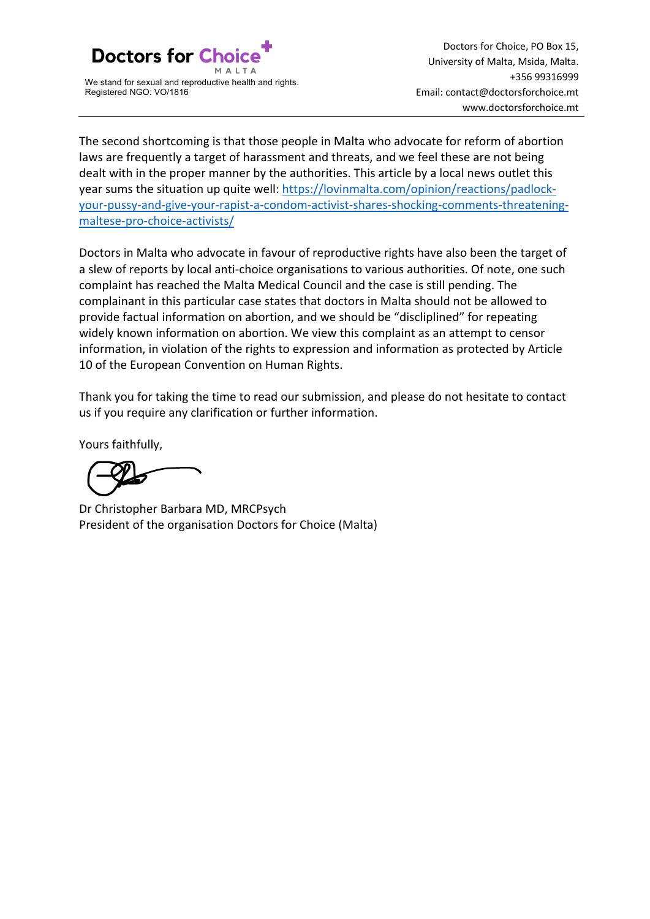The second shortcoming is that those people in Malta who advocate for reform of abortion laws are frequently a target of harassment and threats, and we feel these are not being dealt with in the proper manner by the authorities. This article by a local news outlet this year sums the situation up quite well: https://lovinmalta.com/opinion/reactions/padlock-your-pussy-and-give-your-rapist-a-condom-activist-shares-shocking-comments-threatening-maltese-pro-choice-activists/

Doctors in Malta who advocate in favour of reproductive rights have also been the target of a slew of reports by local anti-choice organisations to various authorities. Of note, one such complaint has reached the Malta Medical Council and the case is still pending. The complainant in this particular case states that doctors in Malta should not be allowed to provide factual information on abortion, and we should be "discliplined" for repeating widely known information on abortion. We view this complaint as an attempt to censor information, in violation of the rights to expression and information as protected by Article 10 of the European Convention on Human Rights.

Thank you for taking the time to read our submission, and please do not hesitate to contact us if you require any clarification or further information.

Yours faithfully,

Dr Christopher Barbara MD, MRCPsych
President of the organisation Doctors for Choice (Malta)